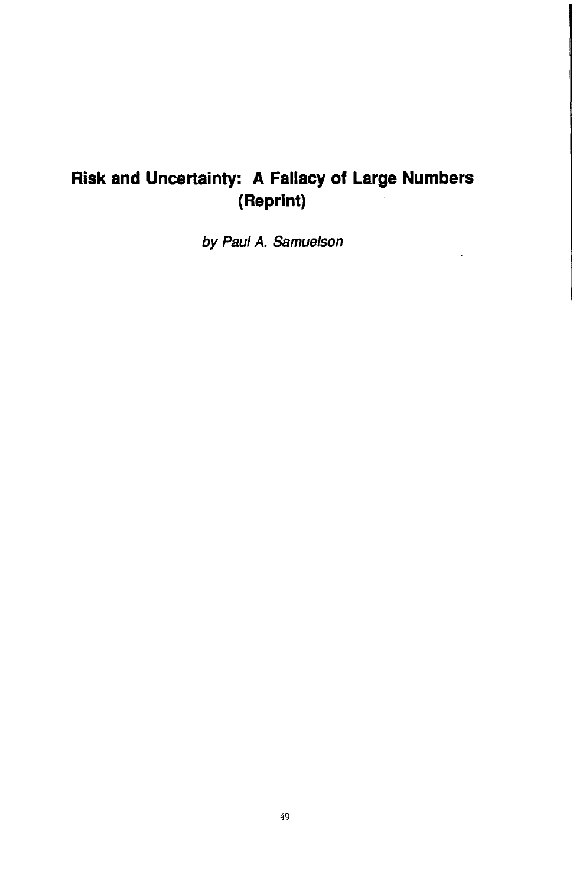# Risk and Uncertainty: A Fallacy of Large Numbers (Reprint)

*by Paul A. Samuelson*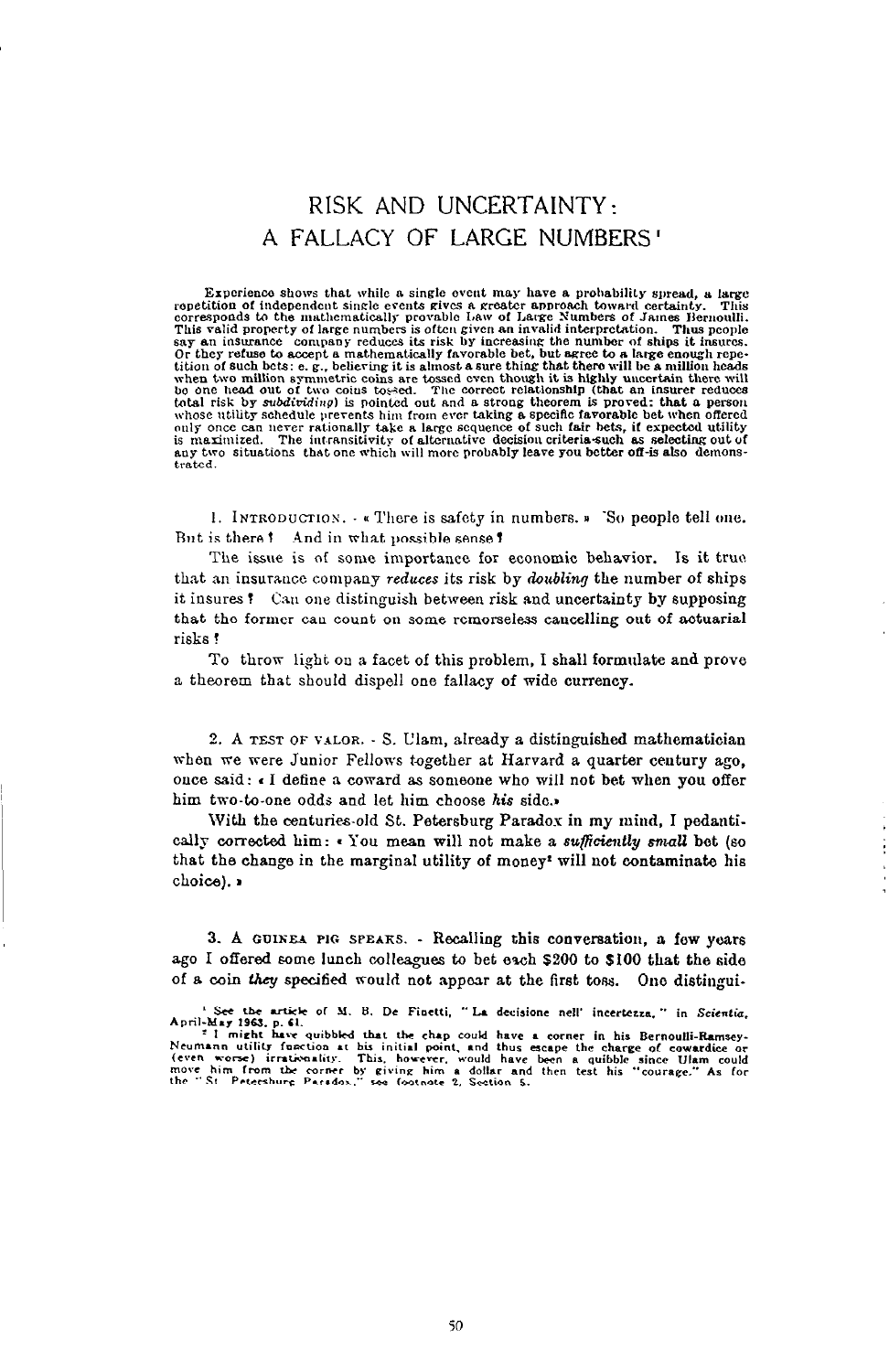# RISK AND UNCERTAINTY: A FALLACY OF LARGE NUMBERS[1]

Experience shows that while a single event may have a probability spread, a large repetition of independent single events gives a greater approach toward certainty. This corresponds to the mathematically provable Law of Large Numbers of James Bernoulli. This valid property of large numbers is often given an invalid interpretation. Thus people say an insurance company reduces its risk by increasing the number of ships it insures. Or they refuse to accept a mathematically favorable bet, but agree to a large enough repetition of such bets: e. g., believing it is almost a sure thing that there will be a million heads when two million symmetric coins are tossed even though it is highly uncertain there will be one head out of two coins tossed. The correct relationship (that an insurer reduces total risk by *subdividing*) is pointed out and a strong theorem is proved: that a person whose utility schedule prevents him from ever taking a specific favorable bet when offered only once can never rationally take a large sequence of such fair bets, if expected utility is maximized. The intransitivity of alternative decision criteria-such as selecting out of any two situations that one which will more probably leave you better off-is also demonstrated.

1. INTRODUCTION. - « There is safety in numbers. » So people tell one. But is there? And in what possible sense?

The issue is of some importance for economic behavior. Is it true that an insurance company *reduces* its risk by *doubling* the number of ships it insures? Can one distinguish between risk and uncertainty by supposing that the former can count on some remorseless cancelling out of actuarial risks?

To throw light on a facet of this problem, I shall formulate and prove a theorem that should dispell one fallacy of wide currency.

2. A TEST OF VALOR. - S. Ulam, already a distinguished mathematician when we were Junior Fellows together at Harvard a quarter century ago, once said: « I define a coward as someone who will not bet when you offer him two-to-one odds and let him choose *his* side.»

With the centuries-old St. Petersburg Paradox in my mind, I pedantically corrected him: « You mean will not make a *sufficiently small* bet (so that the change in the marginal utility of money[2] will not contaminate his choice). »

3. A GUINEA PIG SPEAKS. - Recalling this conversation, a few years ago I offered some lunch colleagues to bet each \$200 to \$100 that the side of a coin *they* specified would not appear at the first toss. One distingui-

[1] See the article of M. B. De Finetti, "La decisione nell' incertezza," in *Scientia*, April-May 1963, p. 61.

[2] I might have quibbled that the chap could have a corner in his Bernoulli-Ramsey-Neumann utility function at his initial point, and thus escape the charge of cowardice or (even worse) irrationality. This, however, would have been a quibble since Ulam could move him from the corner by giving him a dollar and then test his "courage." As for the "St. Petersburg Paradox," see footnote 2, Section 5.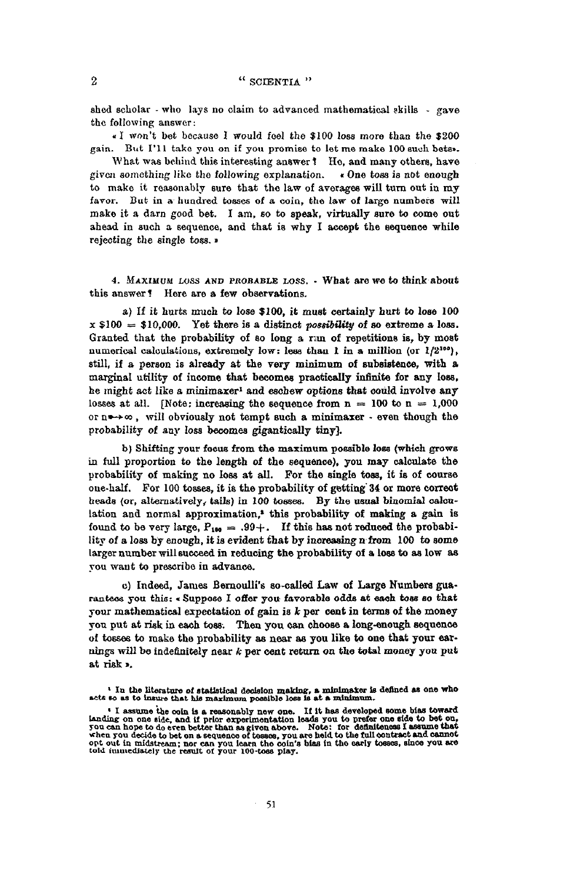shed scholar - who lays no claim to advanced mathematical skills - gave the following answer:

« I won't bet because I would feel the \$100 loss more than the \$200 gain. But I'll take you on if you promise to let me make 100 such bets».

What was behind this interesting answer? He, and many others, have given something like the following explanation. « One toss is not enough to make it reasonably sure that the law of averages will turn out in my favor. But in a hundred tosses of a coin, the law of large numbers will make it a darn good bet. I am, so to speak, virtually sure to come out ahead in such a sequence, and that is why I accept the sequence while rejecting the single toss. »

4. MAXIMUM LOSS AND PROBABLE LOSS. - What are we to think about this answer? Here are a few observations.

a) If it hurts much to lose \$100, it must certainly hurt to lose 100 x \$100 = \$10,000. Yet there is a distinct *possibility* of so extreme a loss. Granted that the probability of so long a run of repetitions is, by most numerical calculations, extremely low: less than 1 in a million (or $1/2^{100}$), still, if a person is already at the very minimum of subsistence, with a marginal utility of income that becomes practically infinite for any loss, he might act like a minimaxer[1] and eschew options that could involve any losses at all. [Note: increasing the sequence from n = 100 to n = 1,000 or $n \to \infty$, will obviously not tempt such a minimaxer - even though the probability of any loss becomes gigantically tiny].

b) Shifting your focus from the maximum possible loss (which grows in full proportion to the length of the sequence), you may calculate the probability of making no loss at all. For the single toss, it is of course one-half. For 100 tosses, it is the probability of getting 34 or more correct heads (or, alternatively, tails) in 100 tosses. By the usual binomial calculation and normal approximation,[2] this probability of making a gain is found to be very large, $P_{100} = .99+$. If this has not reduced the probability of a loss by enough, it is evident that by increasing n from 100 to some larger number will succeed in reducing the probability of a loss to as low as you want to prescribe in advance.

c) Indeed, James Bernoulli's so-called Law of Large Numbers guarantees you this: « Suppose I offer you favorable odds at each toss so that your mathematical expectation of gain is $k$ per cent in terms of the money you put at risk in each toss. Then you can choose a long-enough sequence of tosses to make the probability as near as you like to one that your earnings will be indefinitely near $k$ per cent return on the total money you put at risk ».

[1] In the literature of statistical decision making, a minimaxer is defined as one who acts so as to insure that his maximum possible loss is at a minimum.

[2] I assume the coin is a reasonably new one. If it has developed some bias toward landing on one side, and if prior experimentation leads you to prefer one side to bet on, you can hope to do even better than as given above. Note: for definiteness I assume that when you decide to bet on a sequence of tosses, you are held to the full contract and cannot opt out in midstream; nor can you learn the coin's bias in the early tosses, since you are told immediately the result of your 100-toss play.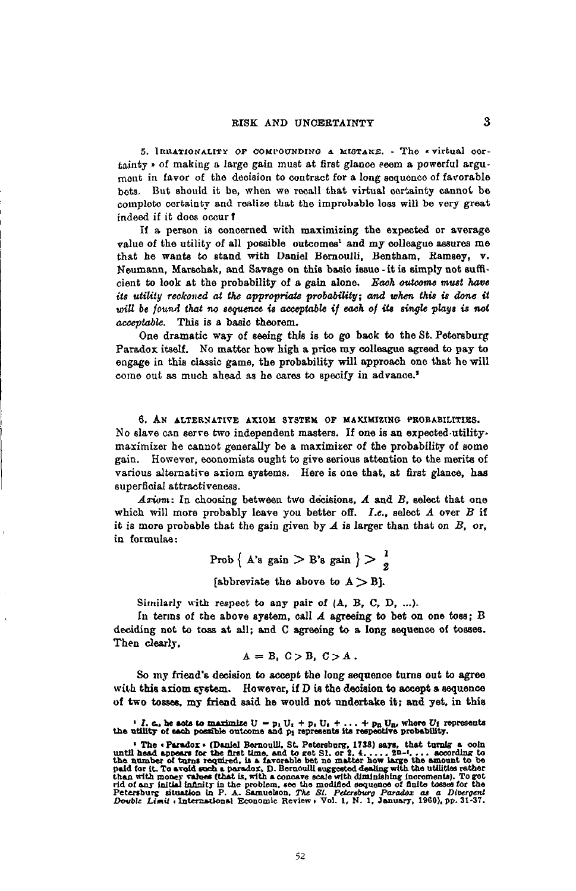5. Irrationality of compounding a mistake. - The « virtual certainty » of making a large gain must at first glance seem a powerful argument in favor of the decision to contract for a long sequence of favorable bets. But should it be, when we recall that virtual certainty cannot be complete certainty and realize that the improbable loss will be very great indeed if it does occur?

If a person is concerned with maximizing the expected or average value of the utility of all possible outcomes[1] and my colleague assures me that he wants to stand with Daniel Bernoulli, Bentham, Ramsey, v. Neumann, Marschak, and Savage on this basic issue - it is simply not sufficient to look at the probability of a gain alone. *Each outcome must have its utility reckoned at the appropriate probability; and when this is done it will be found that no sequence is acceptable if each of its single plays is not acceptable.* This is a basic theorem.

One dramatic way of seeing this is to go back to the St. Petersburg Paradox itself. No matter how high a price my colleague agreed to pay to engage in this classic game, the probability will approach one that he will come out as much ahead as he cares to specify in advance.[2]

6. An alternative axiom system of maximizing probabilities. No slave can serve two independent masters. If one is an expected-utility-maximizer he cannot generally be a maximizer of the probability of some gain. However, economists ought to give serious attention to the merits of various alternative axiom systems. Here is one that, at first glance, has superficial attractiveness.

*Axiom*: In choosing between two decisions, $A$ and $B$, select that one which will more probably leave you better off. *I.e.*, select $A$ over $B$ if it is more probable that the gain given by $A$ is larger than that on $B$, or, in formulae:

$$\text{Prob}\left\{ \text{A's gain} > \text{B's gain} \right\} > \frac{1}{2}$$

[abbreviate the above to $A > B$].

Similarly with respect to any pair of $(A, B, C, D, ...)$.

In terms of the above system, call $A$ agreeing to bet on one toss; B deciding not to toss at all; and C agreeing to a long sequence of tosses. Then clearly,

$$A = B,\ C > B,\ C > A\,.$$

So my friend's decision to accept the long sequence turns out to agree with this axiom system. However, if D is the decision to accept a sequence of two tosses, my friend said he would not undertake it; and yet, in this

[1] *I. e.*, he acts to maximize $U = p_1 U_1 + p_2 U_2 + \ldots + p_n U_n$, where $U_i$ represents the utility of each possible outcome and $p_i$ represents its respective probability.

[2] The « Paradox » (Daniel Bernoulli, St. Petersburg, 1738) says, that turning a coin until head appears for the first time, and to get \$1. or 2, 4, ...., $2^{n-1}$, ... according to the number of turns required, is a favorable bet no matter how large the amount to be paid for it. To avoid such a paradox, D. Bernoulli suggested dealing with the utilities rather than with money values (that is, with a concave scale with diminishing increments). To get rid of any initial infinity in the problem, see the modified sequence of finite tosses for the Petersburg situation in P. A. Samuelson, *The St. Petersburg Paradox as a Divergent Double Limit* (International Economic Review, Vol. 1, N. 1, January, 1960), pp. 31-37.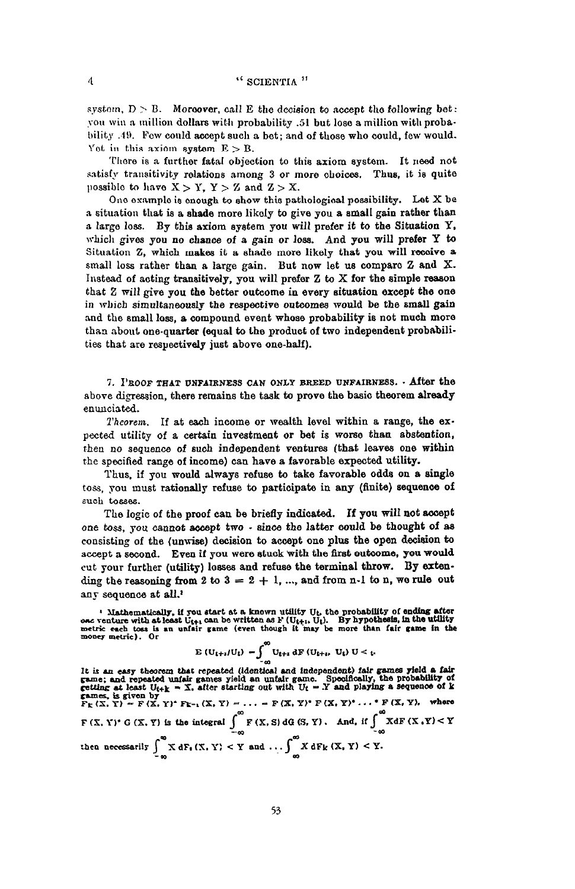system, $D > B$. Moreover, call E the decision to accept the following bet: you win a million dollars with probability .51 but lose a million with probability .49. Few could accept such a bet; and of those who could, few would. Yet in this axiom system $E > B$.

There is a further fatal objection to this axiom system. It need not satisfy transitivity relations among 3 or more choices. Thus, it is quite possible to have $X > Y$, $Y > Z$ and $Z > X$.

One example is enough to show this pathological possibility. Let X be a situation that is a shade more likely to give you a small gain rather than a large loss. By this axiom system you will prefer it to the Situation Y, which gives you no chance of a gain or loss. And you will prefer Y to Situation Z, which makes it a shade more likely that you will receive a small loss rather than a large gain. But now let us compare Z and X. Instead of acting transitively, you will prefer Z to X for the simple reason that Z will give you the better outcome in every situation except the one in which simultaneously the respective outcomes would be the small gain and the small loss, a compound event whose probability is not much more than about one-quarter (equal to the product of two independent probabilities that are respectively just above one-half).

7. PROOF THAT UNFAIRNESS CAN ONLY BREED UNFAIRNESS. - After the above digression, there remains the task to prove the basic theorem already enunciated.

*Theorem.* If at each income or wealth level within a range, the expected utility of a certain investment or bet is worse than abstention, then no sequence of such independent ventures (that leaves one within the specified range of income) can have a favorable expected utility.

Thus, if you would always refuse to take favorable odds on a single toss, you must rationally refuse to participate in any (finite) sequence of such tosses.

The logic of the proof can be briefly indicated. If you will not accept one toss, you cannot accept two - since the latter could be thought of as consisting of the (unwise) decision to accept one plus the open decision to accept a second. Even if you were stuck with the first outcome, you would cut your further (utility) losses and refuse the terminal throw. By extending the reasoning from 2 to $3 = 2 + 1$, ..., and from n-1 to n, we rule out any sequence at all.[1]

[1] Mathematically, if you start at a known utility $U_t$, the probability of ending after one venture with at least $U_{t+1}$ can be written as $F(U_{t+1}, U_t)$. By hypothesis, in the utility metric each toss is an unfair game (even though it may be more than fair game in the money metric). Or

$$E(U_{t+1}/U_t) = \int_{-\infty}^{\infty} U_{t+1}\, dF(U_{t+1}, U_t)\, U < t.$$

It is an easy theorem that repeated (identical and independent) fair games yield a fair game; and repeated unfair games yield an unfair game. Specifically, the probability of getting at least $U_{t+k} = X$, after starting out with $U_t = Y$ and playing a sequence of k games, is given by
$F_k(X, Y) = F(X, Y)^* F_{k-1}(X, Y) = \ldots = F(X, Y)^* F(X, Y)^* \ldots ^* F(X, Y)$, where $F(X, Y)^* G(X, Y)$ is the integral $\int_{-\infty}^{\infty} F(X, S)\, dG(S, Y)$. And, if $\int_{-\infty}^{\infty} X dF(X, Y) < Y$ then necessarily $\int_{-\infty}^{\infty} X\, dF_2(X, Y) < Y$ and $\ldots \int_{\infty}^{\infty} X\, dF_k(X, Y) < Y$.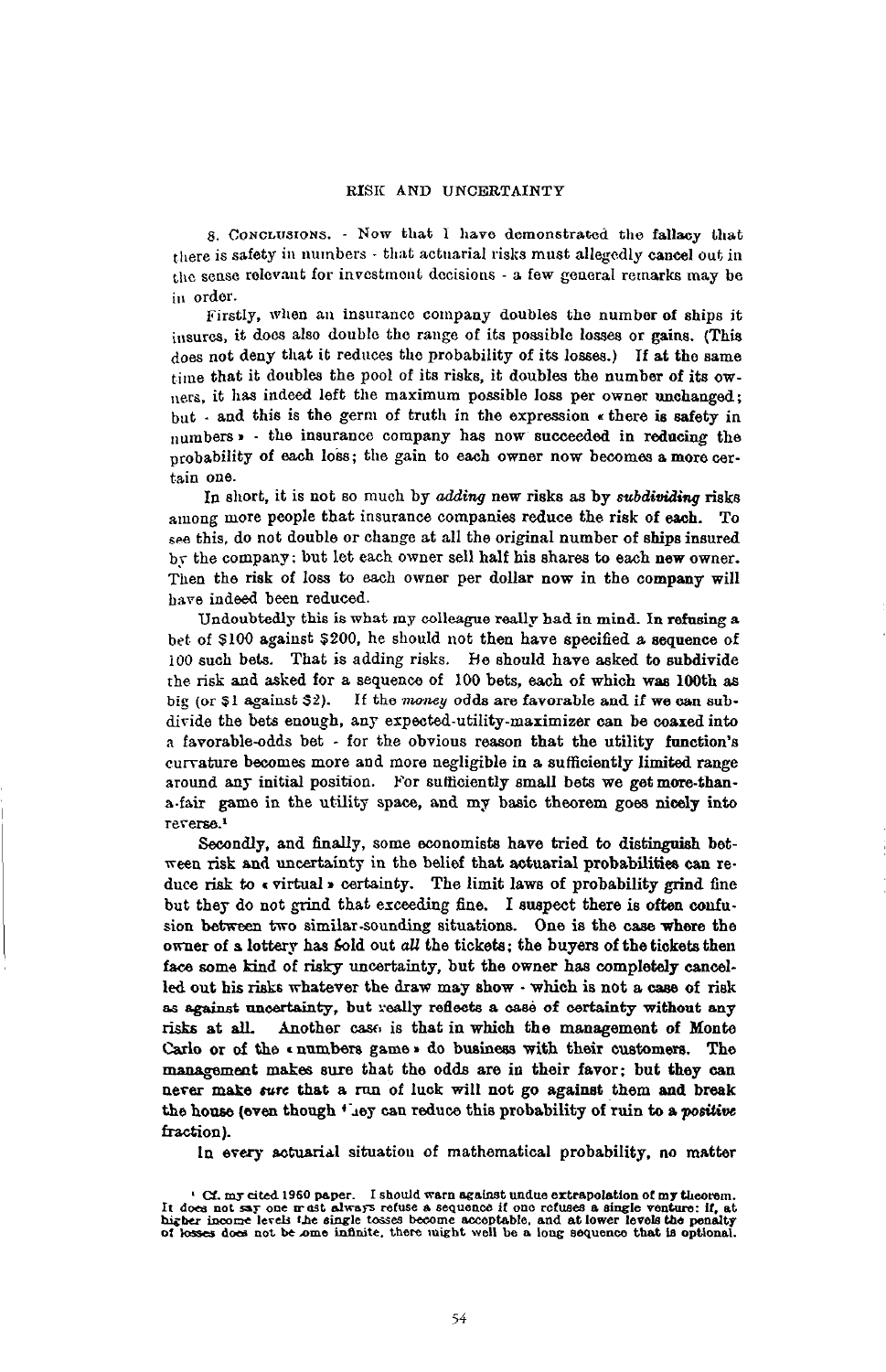8. CONCLUSIONS. - Now that I have demonstrated the fallacy that there is safety in numbers - that actuarial risks must allegedly cancel out in the sense relevant for investment decisions - a few general remarks may be in order.

Firstly, when an insurance company doubles the number of ships it insures, it does also double the range of its possible losses or gains. (This does not deny that it reduces the probability of its losses.) If at the same time that it doubles the pool of its risks, it doubles the number of its owners, it has indeed left the maximum possible loss per owner unchanged; but - and this is the germ of truth in the expression « there is safety in numbers » - the insurance company has now succeeded in reducing the probability of each loss; the gain to each owner now becomes a more certain one.

In short, it is not so much by *adding* new risks as by *subdividing* risks among more people that insurance companies reduce the risk of each. To see this, do not double or change at all the original number of ships insured by the company; but let each owner sell half his shares to each new owner. Then the risk of loss to each owner per dollar now in the company will have indeed been reduced.

Undoubtedly this is what my colleague really had in mind. In refusing a bet of $100 against $200, he should not then have specified a sequence of 100 such bets. That is adding risks. He should have asked to subdivide the risk and asked for a sequence of 100 bets, each of which was 100th as big (or $1 against $2). If the *money* odds are favorable and if we can subdivide the bets enough, any expected-utility-maximizer can be coaxed into a favorable-odds bet - for the obvious reason that the utility function's curvature becomes more and more negligible in a sufficiently limited range around any initial position. For sufficiently small bets we get more-than-a-fair game in the utility space, and my basic theorem goes nicely into reverse.[1]

Secondly, and finally, some economists have tried to distinguish between risk and uncertainty in the belief that actuarial probabilities can reduce risk to « virtual » certainty. The limit laws of probability grind fine but they do not grind that exceeding fine. I suspect there is often confusion between two similar-sounding situations. One is the case where the owner of a lottery has sold out *all* the tickets; the buyers of the tickets then face some kind of risky uncertainty, but the owner has completely cancelled out his risks whatever the draw may show - which is not a case of risk as against uncertainty, but really reflects a case of certainty without any risks at all. Another case is that in which the management of Monte Carlo or of the « numbers game » do business with their customers. The management makes sure that the odds are in their favor; but they can never make *sure* that a run of luck will not go against them and break the house (even though they can reduce this probability of ruin to a *positive* fraction).

In every actuarial situation of mathematical probability, no matter

[1] Cf. my cited 1960 paper. I should warn against undue extrapolation of my theorem. It does not say one must always refuse a sequence if one refuses a single venture: if, at higher income levels the single tosses become acceptable, and at lower levels the penalty of losses does not become infinite, there might well be a long sequence that is optional.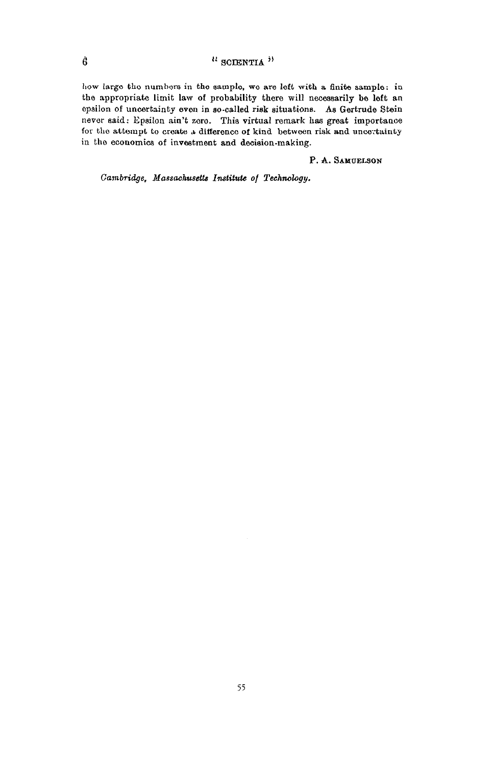how large the numbers in the sample, we are left with a finite sample: in the appropriate limit law of probability there will necessarily be left an epsilon of uncertainty even in so-called risk situations. As Gertrude Stein never said: Epsilon ain't zero. This virtual remark has great importance for the attempt to create a difference of kind between risk and uncertainty in the economics of investment and decision-making.

P. A. SAMUELSON

*Cambridge, Massachusetts Institute of Technology.*